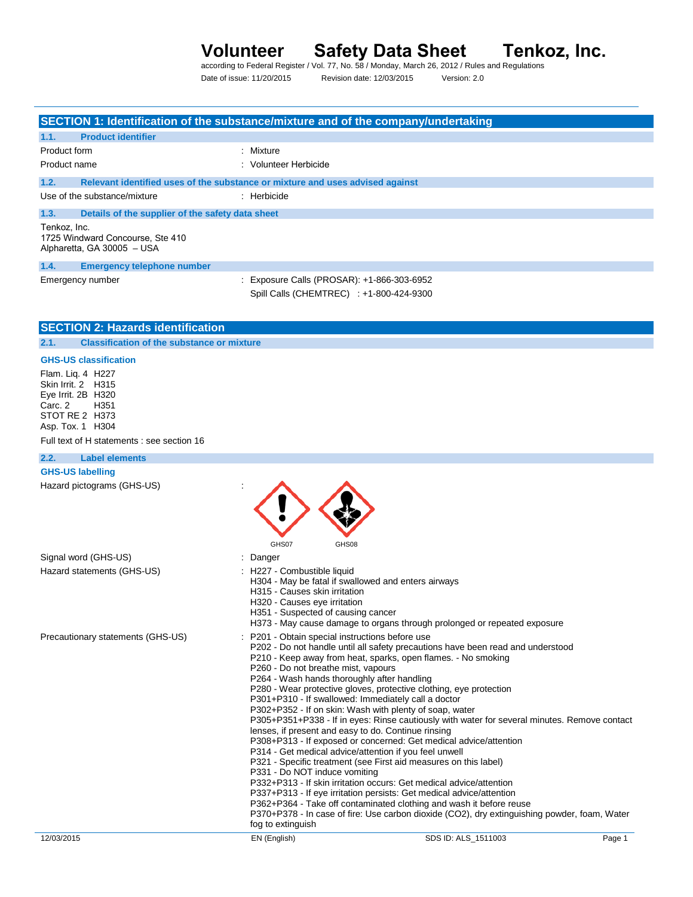# Volunteer Safety Data Sheet Tenkoz, Inc.

according to Federal Register / Vol. 77, No. 58 / Monday, March 26, 2012 / Rules and Regulations

Date of issue: 11/20/2015 Revision date: 12/03/2015 Version: 2.0

## SECTION 1: Identification of the substance/mixture and of the company/undertaking

### 1.1. Product identifier

Product form : Mixture

Product name : Volunteer Herbicide

### 1.2. Relevant identified uses of the substance or mixture and uses advised against

Use of the substance/mixture : Herbicide

### 1.3. Details of the supplier of the safety data sheet

Tenkoz, Inc.
1725 Windward Concourse, Ste 410
Alpharetta, GA 30005 – USA

### 1.4. Emergency telephone number

Emergency number : Exposure Calls (PROSAR): +1-866-303-6952
Spill Calls (CHEMTREC) : +1-800-424-9300

## SECTION 2: Hazards identification

### 2.1. Classification of the substance or mixture

**GHS-US classification**

Flam. Liq. 4 H227
Skin Irrit. 2 H315
Eye Irrit. 2B H320
Carc. 2 H351
STOT RE 2 H373
Asp. Tox. 1 H304

Full text of H statements : see section 16

### 2.2. Label elements

**GHS-US labelling**

Hazard pictograms (GHS-US) :

GHS07 GHS08

Signal word (GHS-US) : Danger

Hazard statements (GHS-US) :
- H227 - Combustible liquid
- H304 - May be fatal if swallowed and enters airways
- H315 - Causes skin irritation
- H320 - Causes eye irritation
- H351 - Suspected of causing cancer
- H373 - May cause damage to organs through prolonged or repeated exposure

Precautionary statements (GHS-US) :
- P201 - Obtain special instructions before use
- P202 - Do not handle until all safety precautions have been read and understood
- P210 - Keep away from heat, sparks, open flames. - No smoking
- P260 - Do not breathe mist, vapours
- P264 - Wash hands thoroughly after handling
- P280 - Wear protective gloves, protective clothing, eye protection
- P301+P310 - If swallowed: Immediately call a doctor
- P302+P352 - If on skin: Wash with plenty of soap, water
- P305+P351+P338 - If in eyes: Rinse cautiously with water for several minutes. Remove contact lenses, if present and easy to do. Continue rinsing
- P308+P313 - If exposed or concerned: Get medical advice/attention
- P314 - Get medical advice/attention if you feel unwell
- P321 - Specific treatment (see First aid measures on this label)
- P331 - Do NOT induce vomiting
- P332+P313 - If skin irritation occurs: Get medical advice/attention
- P337+P313 - If eye irritation persists: Get medical advice/attention
- P362+P364 - Take off contaminated clothing and wash it before reuse
- P370+P378 - In case of fire: Use carbon dioxide (CO2), dry extinguishing powder, foam, Water fog to extinguish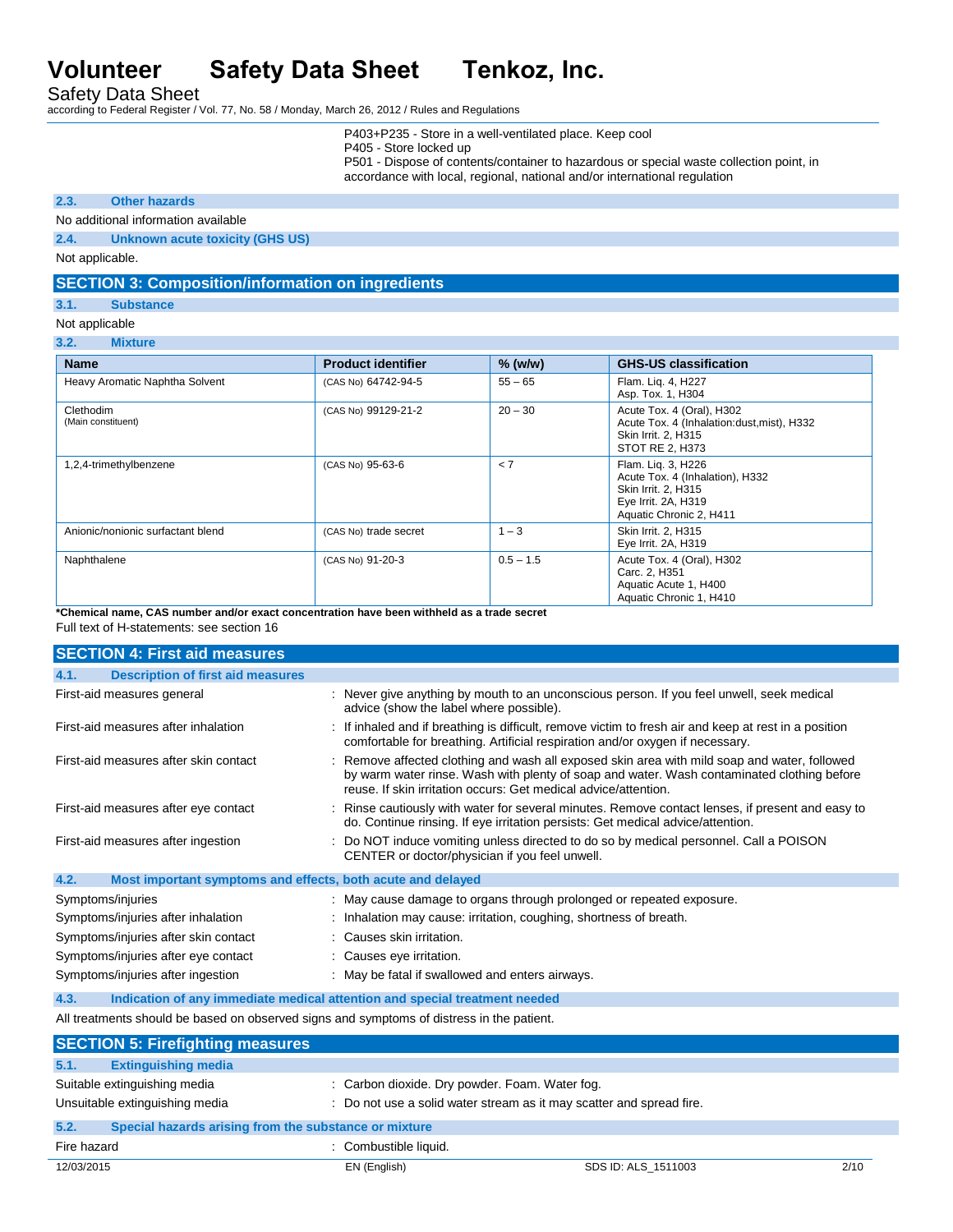P403+P235 - Store in a well-ventilated place. Keep cool
P405 - Store locked up
P501 - Dispose of contents/container to hazardous or special waste collection point, in accordance with local, regional, national and/or international regulation

### 2.3. Other hazards

No additional information available

### 2.4. Unknown acute toxicity (GHS US)

Not applicable.

## SECTION 3: Composition/information on ingredients

### 3.1. Substance

Not applicable

### 3.2. Mixture

| Name | Product identifier | % (w/w) | GHS-US classification |
|---|---|---|---|
| Heavy Aromatic Naphtha Solvent | (CAS No) 64742-94-5 | 55 – 65 | Flam. Liq. 4, H227<br>Asp. Tox. 1, H304 |
| Clethodim<br>(Main constituent) | (CAS No) 99129-21-2 | 20 – 30 | Acute Tox. 4 (Oral), H302<br>Acute Tox. 4 (Inhalation:dust,mist), H332<br>Skin Irrit. 2, H315<br>STOT RE 2, H373 |
| 1,2,4-trimethylbenzene | (CAS No) 95-63-6 | < 7 | Flam. Liq. 3, H226<br>Acute Tox. 4 (Inhalation), H332<br>Skin Irrit. 2, H315<br>Eye Irrit. 2A, H319<br>Aquatic Chronic 2, H411 |
| Anionic/nonionic surfactant blend | (CAS No) trade secret | 1 – 3 | Skin Irrit. 2, H315<br>Eye Irrit. 2A, H319 |
| Naphthalene | (CAS No) 91-20-3 | 0.5 – 1.5 | Acute Tox. 4 (Oral), H302<br>Carc. 2, H351<br>Aquatic Acute 1, H400<br>Aquatic Chronic 1, H410 |

**\*Chemical name, CAS number and/or exact concentration have been withheld as a trade secret**

Full text of H-statements: see section 16

## SECTION 4: First aid measures

### 4.1. Description of first aid measures

First-aid measures general : Never give anything by mouth to an unconscious person. If you feel unwell, seek medical advice (show the label where possible).

First-aid measures after inhalation : If inhaled and if breathing is difficult, remove victim to fresh air and keep at rest in a position comfortable for breathing. Artificial respiration and/or oxygen if necessary.

First-aid measures after skin contact : Remove affected clothing and wash all exposed skin area with mild soap and water, followed by warm water rinse. Wash with plenty of soap and water. Wash contaminated clothing before reuse. If skin irritation occurs: Get medical advice/attention.

First-aid measures after eye contact : Rinse cautiously with water for several minutes. Remove contact lenses, if present and easy to do. Continue rinsing. If eye irritation persists: Get medical advice/attention.

First-aid measures after ingestion : Do NOT induce vomiting unless directed to do so by medical personnel. Call a POISON CENTER or doctor/physician if you feel unwell.

### 4.2. Most important symptoms and effects, both acute and delayed

Symptoms/injuries : May cause damage to organs through prolonged or repeated exposure.

Symptoms/injuries after inhalation : Inhalation may cause: irritation, coughing, shortness of breath.

Symptoms/injuries after skin contact : Causes skin irritation.

Symptoms/injuries after eye contact : Causes eye irritation.

Symptoms/injuries after ingestion : May be fatal if swallowed and enters airways.

### 4.3. Indication of any immediate medical attention and special treatment needed

All treatments should be based on observed signs and symptoms of distress in the patient.

## SECTION 5: Firefighting measures

### 5.1. Extinguishing media

Suitable extinguishing media : Carbon dioxide. Dry powder. Foam. Water fog.

Unsuitable extinguishing media : Do not use a solid water stream as it may scatter and spread fire.

### 5.2. Special hazards arising from the substance or mixture

Fire hazard : Combustible liquid.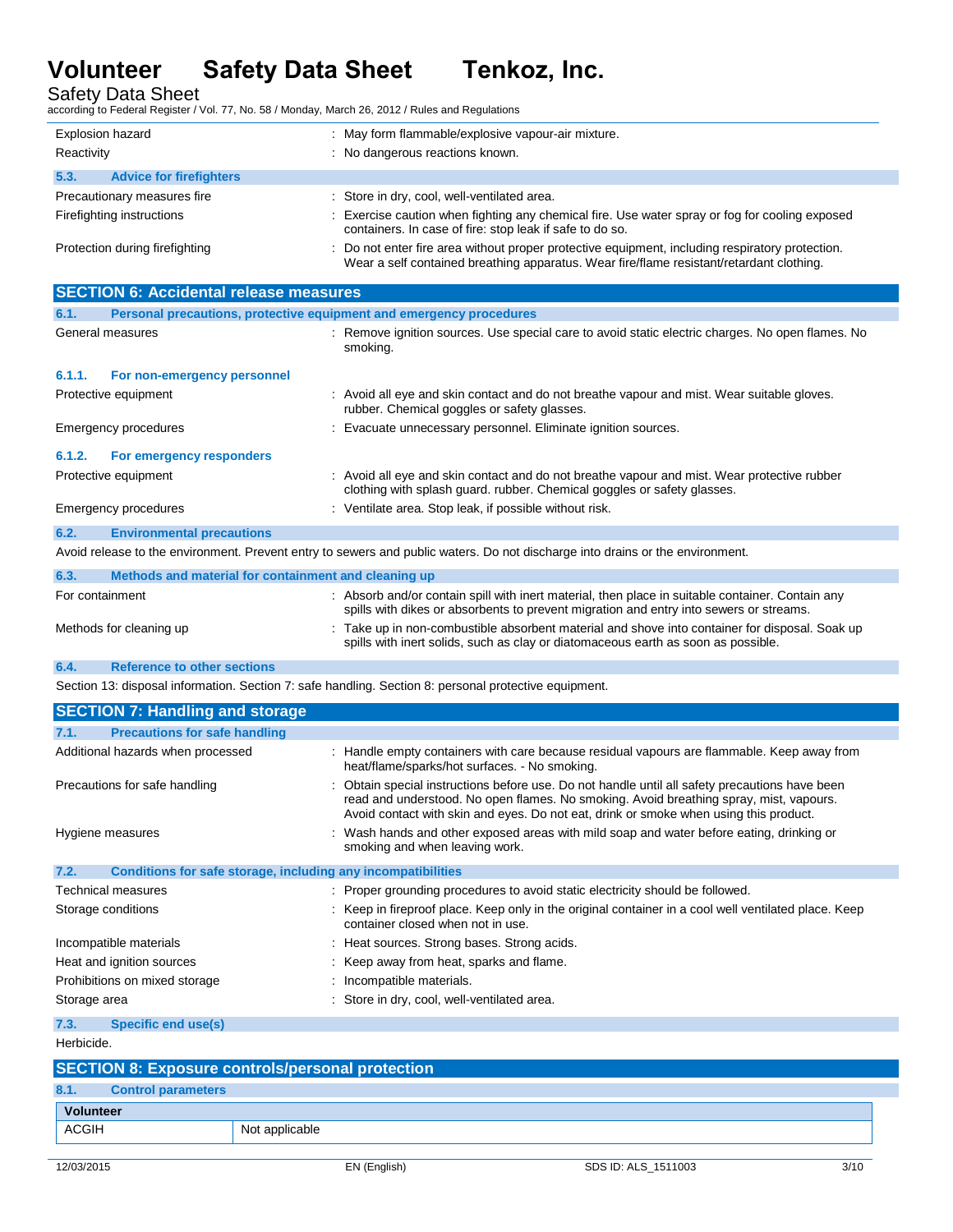Explosion hazard : May form flammable/explosive vapour-air mixture.

Reactivity : No dangerous reactions known.

### 5.3. Advice for firefighters

Precautionary measures fire : Store in dry, cool, well-ventilated area.

Firefighting instructions : Exercise caution when fighting any chemical fire. Use water spray or fog for cooling exposed containers. In case of fire: stop leak if safe to do so.

Protection during firefighting : Do not enter fire area without proper protective equipment, including respiratory protection. Wear a self contained breathing apparatus. Wear fire/flame resistant/retardant clothing.

## SECTION 6: Accidental release measures

### 6.1. Personal precautions, protective equipment and emergency procedures

General measures : Remove ignition sources. Use special care to avoid static electric charges. No open flames. No smoking.

#### 6.1.1. For non-emergency personnel

Protective equipment : Avoid all eye and skin contact and do not breathe vapour and mist. Wear suitable gloves. rubber. Chemical goggles or safety glasses.

Emergency procedures : Evacuate unnecessary personnel. Eliminate ignition sources.

#### 6.1.2. For emergency responders

Protective equipment : Avoid all eye and skin contact and do not breathe vapour and mist. Wear protective rubber clothing with splash guard. rubber. Chemical goggles or safety glasses.

Emergency procedures : Ventilate area. Stop leak, if possible without risk.

### 6.2. Environmental precautions

Avoid release to the environment. Prevent entry to sewers and public waters. Do not discharge into drains or the environment.

### 6.3. Methods and material for containment and cleaning up

For containment : Absorb and/or contain spill with inert material, then place in suitable container. Contain any spills with dikes or absorbents to prevent migration and entry into sewers or streams.

Methods for cleaning up : Take up in non-combustible absorbent material and shove into container for disposal. Soak up spills with inert solids, such as clay or diatomaceous earth as soon as possible.

### 6.4. Reference to other sections

Section 13: disposal information. Section 7: safe handling. Section 8: personal protective equipment.

## SECTION 7: Handling and storage

### 7.1. Precautions for safe handling

Additional hazards when processed : Handle empty containers with care because residual vapours are flammable. Keep away from heat/flame/sparks/hot surfaces. - No smoking.

Precautions for safe handling : Obtain special instructions before use. Do not handle until all safety precautions have been read and understood. No open flames. No smoking. Avoid breathing spray, mist, vapours. Avoid contact with skin and eyes. Do not eat, drink or smoke when using this product.

Hygiene measures : Wash hands and other exposed areas with mild soap and water before eating, drinking or smoking and when leaving work.

### 7.2. Conditions for safe storage, including any incompatibilities

Technical measures : Proper grounding procedures to avoid static electricity should be followed.

Storage conditions : Keep in fireproof place. Keep only in the original container in a cool well ventilated place. Keep container closed when not in use.

Incompatible materials : Heat sources. Strong bases. Strong acids.

Heat and ignition sources : Keep away from heat, sparks and flame.

Prohibitions on mixed storage : Incompatible materials.

Storage area : Store in dry, cool, well-ventilated area.

### 7.3. Specific end use(s)

Herbicide.

## SECTION 8: Exposure controls/personal protection

### 8.1. Control parameters

| Volunteer | |
|---|---|
| ACGIH | Not applicable |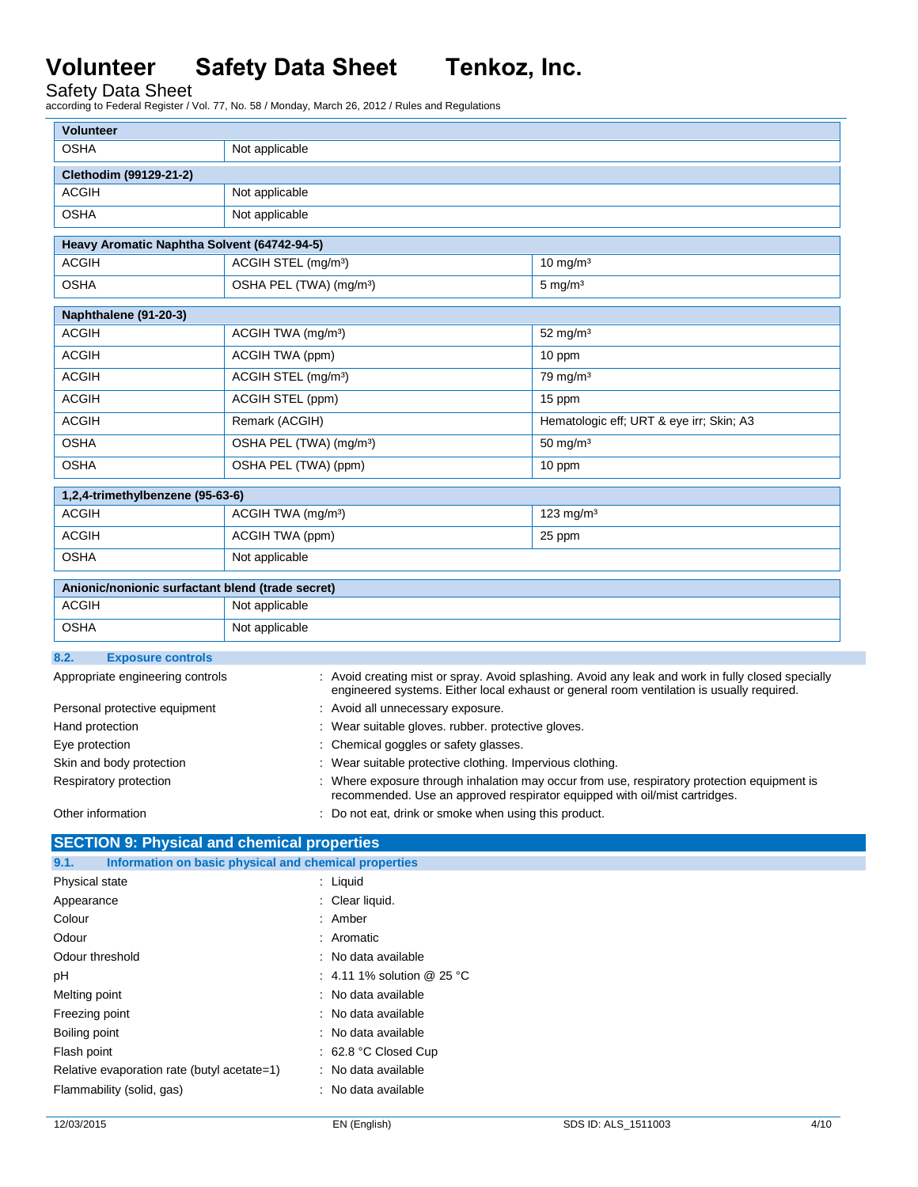| Volunteer | | |
|---|---|---|
| OSHA | Not applicable | |

| Clethodim (99129-21-2) | | |
|---|---|---|
| ACGIH | Not applicable | |
| OSHA | Not applicable | |

| Heavy Aromatic Naphtha Solvent (64742-94-5) | | |
|---|---|---|
| ACGIH | ACGIH STEL (mg/m³) | 10 mg/m³ |
| OSHA | OSHA PEL (TWA) (mg/m³) | 5 mg/m³ |

| Naphthalene (91-20-3) | | |
|---|---|---|
| ACGIH | ACGIH TWA (mg/m³) | 52 mg/m³ |
| ACGIH | ACGIH TWA (ppm) | 10 ppm |
| ACGIH | ACGIH STEL (mg/m³) | 79 mg/m³ |
| ACGIH | ACGIH STEL (ppm) | 15 ppm |
| ACGIH | Remark (ACGIH) | Hematologic eff; URT & eye irr; Skin; A3 |
| OSHA | OSHA PEL (TWA) (mg/m³) | 50 mg/m³ |
| OSHA | OSHA PEL (TWA) (ppm) | 10 ppm |

| 1,2,4-trimethylbenzene (95-63-6) | | |
|---|---|---|
| ACGIH | ACGIH TWA (mg/m³) | 123 mg/m³ |
| ACGIH | ACGIH TWA (ppm) | 25 ppm |
| OSHA | Not applicable | |

| Anionic/nonionic surfactant blend (trade secret) | | |
|---|---|---|
| ACGIH | Not applicable | |
| OSHA | Not applicable | |

### 8.2. Exposure controls

Appropriate engineering controls : Avoid creating mist or spray. Avoid splashing. Avoid any leak and work in fully closed specially engineered systems. Either local exhaust or general room ventilation is usually required.

Personal protective equipment : Avoid all unnecessary exposure.

Hand protection : Wear suitable gloves. rubber. protective gloves.

Eye protection : Chemical goggles or safety glasses.

Skin and body protection : Wear suitable protective clothing. Impervious clothing.

Respiratory protection : Where exposure through inhalation may occur from use, respiratory protection equipment is recommended. Use an approved respirator equipped with oil/mist cartridges.

Other information : Do not eat, drink or smoke when using this product.

## SECTION 9: Physical and chemical properties

### 9.1. Information on basic physical and chemical properties

Physical state : Liquid

Appearance : Clear liquid.

Colour : Amber

Odour : Aromatic

Odour threshold : No data available

pH : 4.11 1% solution @ 25 °C

Melting point : No data available

Freezing point : No data available

Boiling point : No data available

Flash point : 62.8 °C Closed Cup

Relative evaporation rate (butyl acetate=1) : No data available

Flammability (solid, gas) : No data available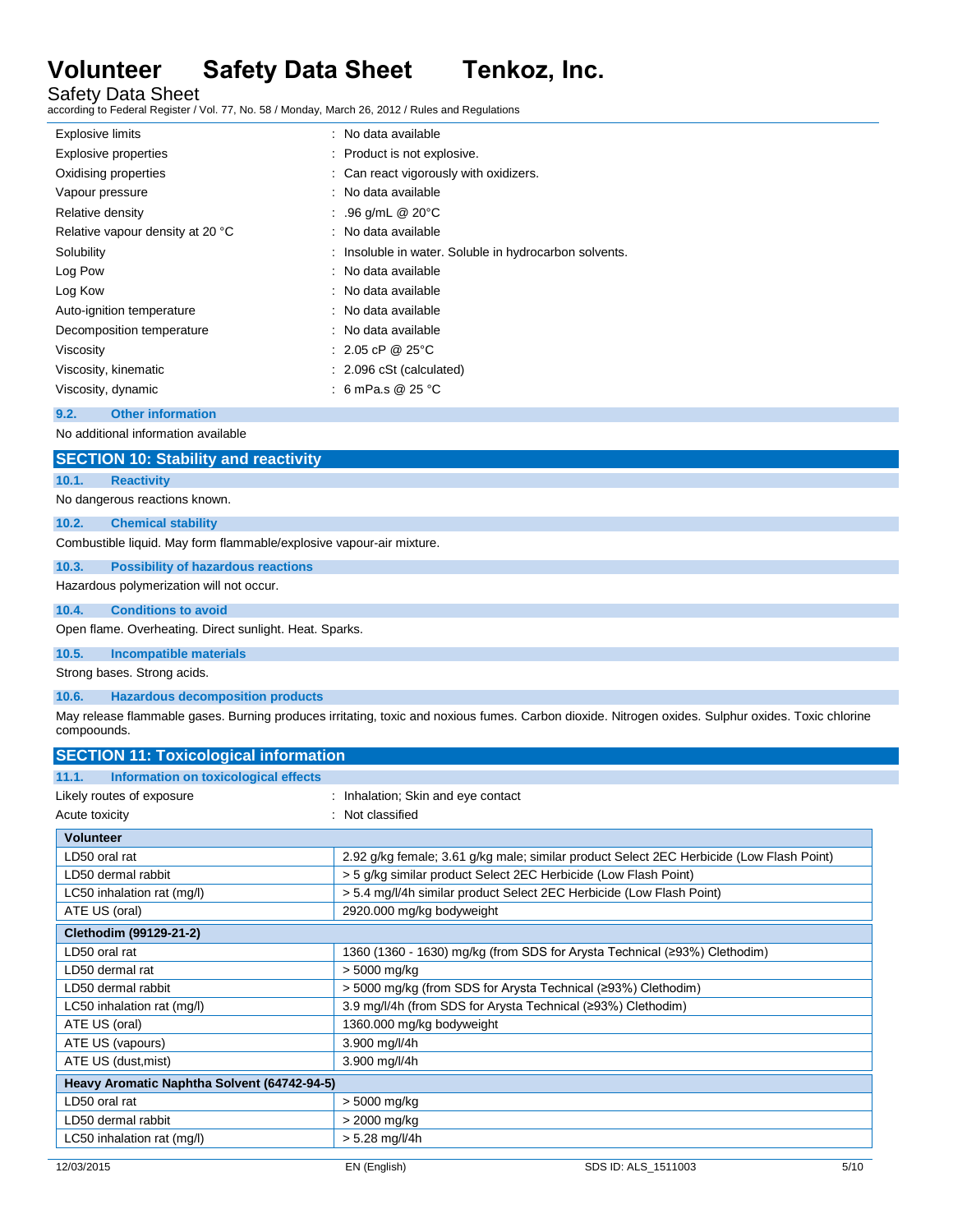| | |
|---|---|
| Explosive limits | : No data available |
| Explosive properties | : Product is not explosive. |
| Oxidising properties | : Can react vigorously with oxidizers. |
| Vapour pressure | : No data available |
| Relative density | : .96 g/mL @ 20°C |
| Relative vapour density at 20 °C | : No data available |
| Solubility | : Insoluble in water. Soluble in hydrocarbon solvents. |
| Log Pow | : No data available |
| Log Kow | : No data available |
| Auto-ignition temperature | : No data available |
| Decomposition temperature | : No data available |
| Viscosity | : 2.05 cP @ 25°C |
| Viscosity, kinematic | : 2.096 cSt (calculated) |
| Viscosity, dynamic | : 6 mPa.s @ 25 °C |

### 9.2. Other information

No additional information available

## SECTION 10: Stability and reactivity

### 10.1. Reactivity

No dangerous reactions known.

### 10.2. Chemical stability

Combustible liquid. May form flammable/explosive vapour-air mixture.

### 10.3. Possibility of hazardous reactions

Hazardous polymerization will not occur.

### 10.4. Conditions to avoid

Open flame. Overheating. Direct sunlight. Heat. Sparks.

### 10.5. Incompatible materials

Strong bases. Strong acids.

### 10.6. Hazardous decomposition products

May release flammable gases. Burning produces irritating, toxic and noxious fumes. Carbon dioxide. Nitrogen oxides. Sulphur oxides. Toxic chlorine compoounds.

## SECTION 11: Toxicological information

### 11.1. Information on toxicological effects

| | |
|---|---|
| Likely routes of exposure | : Inhalation; Skin and eye contact |
| Acute toxicity | : Not classified |

| **Volunteer** | |
|---|---|
| LD50 oral rat | 2.92 g/kg female; 3.61 g/kg male; similar product Select 2EC Herbicide (Low Flash Point) |
| LD50 dermal rabbit | > 5 g/kg similar product Select 2EC Herbicide (Low Flash Point) |
| LC50 inhalation rat (mg/l) | > 5.4 mg/l/4h similar product Select 2EC Herbicide (Low Flash Point) |
| ATE US (oral) | 2920.000 mg/kg bodyweight |
| **Clethodim (99129-21-2)** | |
| LD50 oral rat | 1360 (1360 - 1630) mg/kg (from SDS for Arysta Technical (≥93%) Clethodim) |
| LD50 dermal rat | > 5000 mg/kg |
| LD50 dermal rabbit | > 5000 mg/kg (from SDS for Arysta Technical (≥93%) Clethodim) |
| LC50 inhalation rat (mg/l) | 3.9 mg/l/4h (from SDS for Arysta Technical (≥93%) Clethodim) |
| ATE US (oral) | 1360.000 mg/kg bodyweight |
| ATE US (vapours) | 3.900 mg/l/4h |
| ATE US (dust,mist) | 3.900 mg/l/4h |
| **Heavy Aromatic Naphtha Solvent (64742-94-5)** | |
| LD50 oral rat | > 5000 mg/kg |
| LD50 dermal rabbit | > 2000 mg/kg |
| LC50 inhalation rat (mg/l) | > 5.28 mg/l/4h |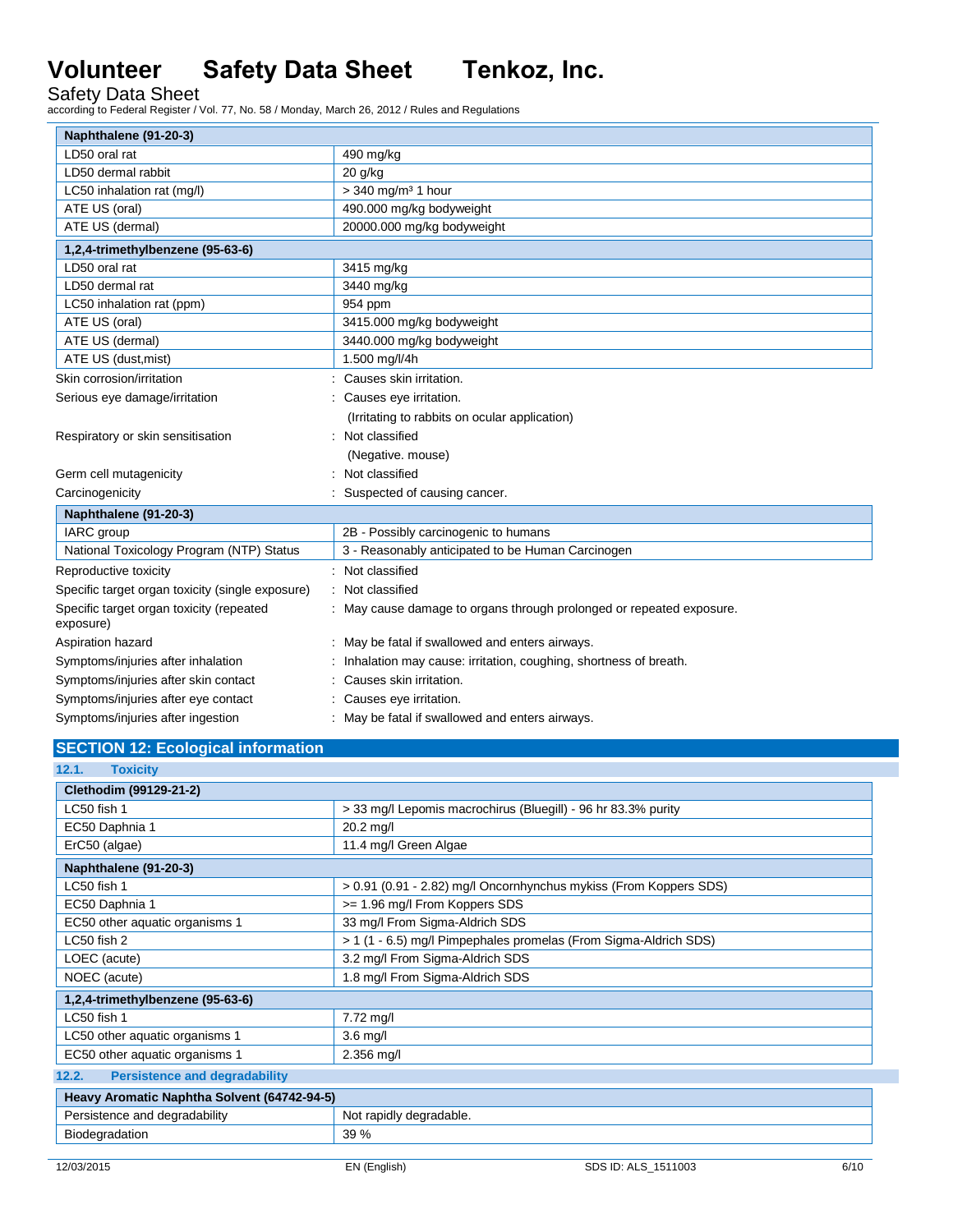| Naphthalene (91-20-3) | |
|---|---|
| LD50 oral rat | 490 mg/kg |
| LD50 dermal rabbit | 20 g/kg |
| LC50 inhalation rat (mg/l) | > 340 mg/m³ 1 hour |
| ATE US (oral) | 490.000 mg/kg bodyweight |
| ATE US (dermal) | 20000.000 mg/kg bodyweight |

| 1,2,4-trimethylbenzene (95-63-6) | |
|---|---|
| LD50 oral rat | 3415 mg/kg |
| LD50 dermal rat | 3440 mg/kg |
| LC50 inhalation rat (ppm) | 954 ppm |
| ATE US (oral) | 3415.000 mg/kg bodyweight |
| ATE US (dermal) | 3440.000 mg/kg bodyweight |
| ATE US (dust,mist) | 1.500 mg/l/4h |

Skin corrosion/irritation : Causes skin irritation.

Serious eye damage/irritation : Causes eye irritation.

(Irritating to rabbits on ocular application)

Respiratory or skin sensitisation : Not classified

(Negative. mouse)

Germ cell mutagenicity : Not classified

Carcinogenicity : Suspected of causing cancer.

| Naphthalene (91-20-3) | |
|---|---|
| IARC group | 2B - Possibly carcinogenic to humans |
| National Toxicology Program (NTP) Status | 3 - Reasonably anticipated to be Human Carcinogen |

Reproductive toxicity : Not classified

Specific target organ toxicity (single exposure) : Not classified

Specific target organ toxicity (repeated exposure) : May cause damage to organs through prolonged or repeated exposure.

Aspiration hazard : May be fatal if swallowed and enters airways.

Symptoms/injuries after inhalation : Inhalation may cause: irritation, coughing, shortness of breath.

Symptoms/injuries after skin contact : Causes skin irritation.

Symptoms/injuries after eye contact : Causes eye irritation.

Symptoms/injuries after ingestion : May be fatal if swallowed and enters airways.

## SECTION 12: Ecological information

### 12.1. Toxicity

| Clethodim (99129-21-2) | |
|---|---|
| LC50 fish 1 | > 33 mg/l Lepomis macrochirus (Bluegill) - 96 hr 83.3% purity |
| EC50 Daphnia 1 | 20.2 mg/l |
| ErC50 (algae) | 11.4 mg/l Green Algae |

| Naphthalene (91-20-3) | |
|---|---|
| LC50 fish 1 | > 0.91 (0.91 - 2.82) mg/l Oncornhynchus mykiss (From Koppers SDS) |
| EC50 Daphnia 1 | >= 1.96 mg/l From Koppers SDS |
| EC50 other aquatic organisms 1 | 33 mg/l From Sigma-Aldrich SDS |
| LC50 fish 2 | > 1 (1 - 6.5) mg/l Pimpephales promelas (From Sigma-Aldrich SDS) |
| LOEC (acute) | 3.2 mg/l From Sigma-Aldrich SDS |
| NOEC (acute) | 1.8 mg/l From Sigma-Aldrich SDS |

| 1,2,4-trimethylbenzene (95-63-6) | |
|---|---|
| LC50 fish 1 | 7.72 mg/l |
| LC50 other aquatic organisms 1 | 3.6 mg/l |
| EC50 other aquatic organisms 1 | 2.356 mg/l |

### 12.2. Persistence and degradability

| Heavy Aromatic Naphtha Solvent (64742-94-5) | |
|---|---|
| Persistence and degradability | Not rapidly degradable. |
| Biodegradation | 39 % |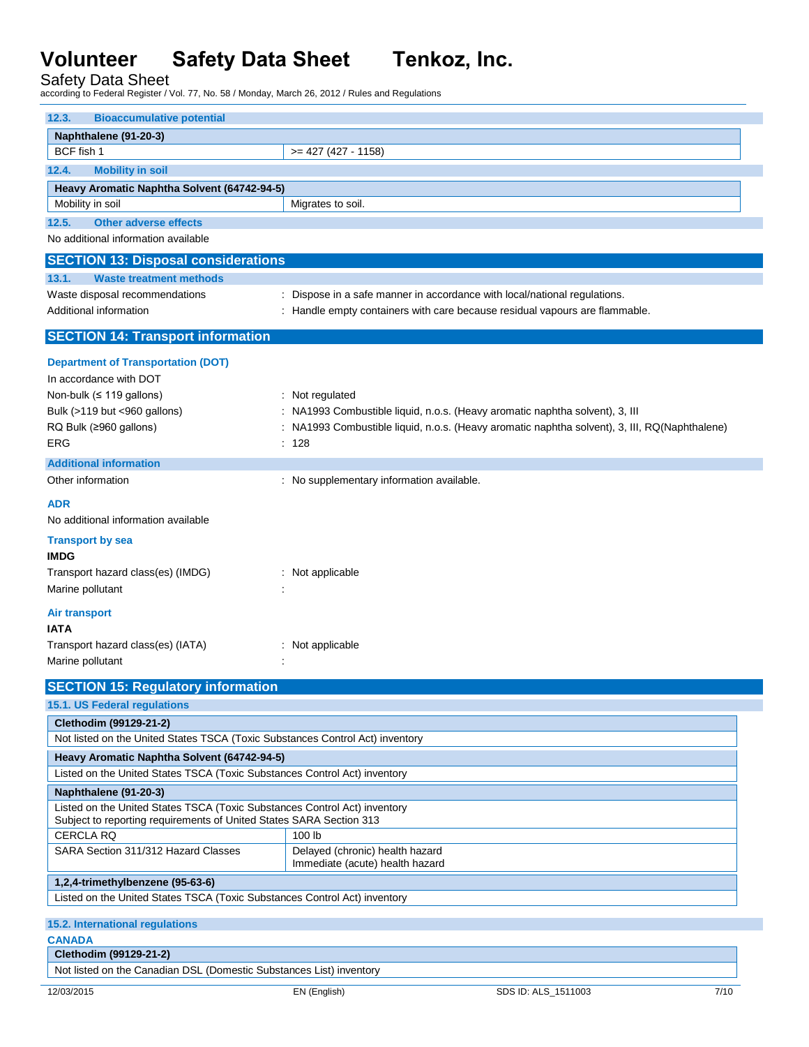### 12.3. Bioaccumulative potential

| Naphthalene (91-20-3) | |
|---|---|
| BCF fish 1 | >= 427 (427 - 1158) |

### 12.4. Mobility in soil

| Heavy Aromatic Naphtha Solvent (64742-94-5) | |
|---|---|
| Mobility in soil | Migrates to soil. |

### 12.5. Other adverse effects

No additional information available

## SECTION 13: Disposal considerations

### 13.1. Waste treatment methods

Waste disposal recommendations : Dispose in a safe manner in accordance with local/national regulations.

Additional information : Handle empty containers with care because residual vapours are flammable.

## SECTION 14: Transport information

### Department of Transportation (DOT)

In accordance with DOT

Non-bulk (≤ 119 gallons) : Not regulated

Bulk (>119 but <960 gallons) : NA1993 Combustible liquid, n.o.s. (Heavy aromatic naphtha solvent), 3, III

RQ Bulk (≥960 gallons) : NA1993 Combustible liquid, n.o.s. (Heavy aromatic naphtha solvent), 3, III, RQ(Naphthalene)

ERG : 128

### Additional information

Other information : No supplementary information available.

### ADR

No additional information available

### Transport by sea

**IMDG**

Transport hazard class(es) (IMDG) : Not applicable

Marine pollutant :

### Air transport

**IATA**

Transport hazard class(es) (IATA) : Not applicable

Marine pollutant :

## SECTION 15: Regulatory information

### 15.1. US Federal regulations

| Clethodim (99129-21-2) | |
|---|---|
| Not listed on the United States TSCA (Toxic Substances Control Act) inventory | |

| Heavy Aromatic Naphtha Solvent (64742-94-5) | |
|---|---|
| Listed on the United States TSCA (Toxic Substances Control Act) inventory | |

| Naphthalene (91-20-3) | |
|---|---|
| Listed on the United States TSCA (Toxic Substances Control Act) inventory<br>Subject to reporting requirements of United States SARA Section 313 | |
| CERCLA RQ | 100 lb |
| SARA Section 311/312 Hazard Classes | Delayed (chronic) health hazard<br>Immediate (acute) health hazard |

| 1,2,4-trimethylbenzene (95-63-6) | |
|---|---|
| Listed on the United States TSCA (Toxic Substances Control Act) inventory | |

### 15.2. International regulations

**CANADA**

| Clethodim (99129-21-2) |
|---|
| Not listed on the Canadian DSL (Domestic Substances List) inventory |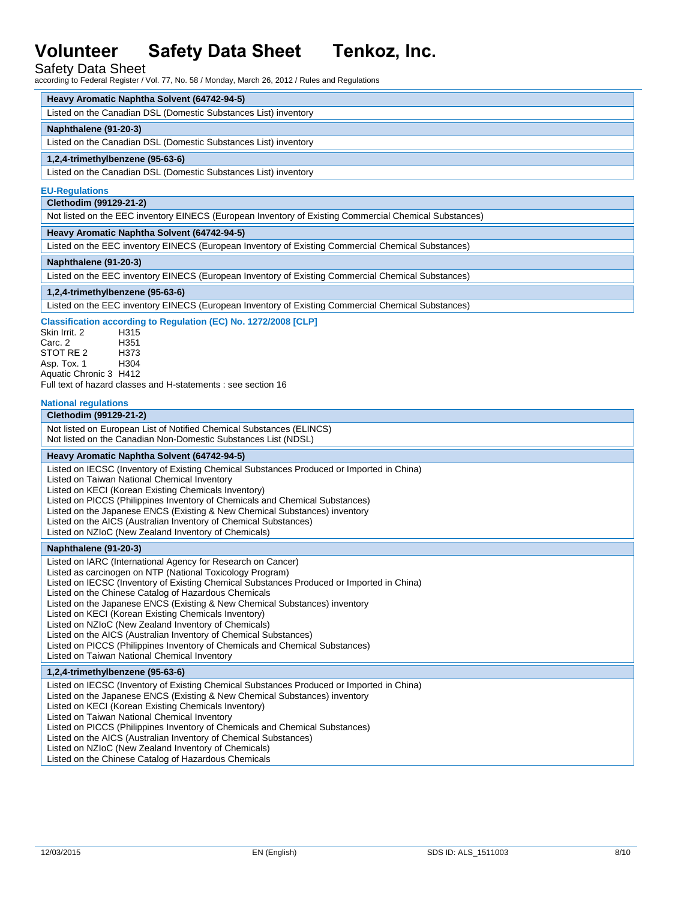**Heavy Aromatic Naphtha Solvent (64742-94-5)**

Listed on the Canadian DSL (Domestic Substances List) inventory

**Naphthalene (91-20-3)**

Listed on the Canadian DSL (Domestic Substances List) inventory

**1,2,4-trimethylbenzene (95-63-6)**

Listed on the Canadian DSL (Domestic Substances List) inventory

### EU-Regulations

**Clethodim (99129-21-2)**

Not listed on the EEC inventory EINECS (European Inventory of Existing Commercial Chemical Substances)

**Heavy Aromatic Naphtha Solvent (64742-94-5)**

Listed on the EEC inventory EINECS (European Inventory of Existing Commercial Chemical Substances)

**Naphthalene (91-20-3)**

Listed on the EEC inventory EINECS (European Inventory of Existing Commercial Chemical Substances)

**1,2,4-trimethylbenzene (95-63-6)**

Listed on the EEC inventory EINECS (European Inventory of Existing Commercial Chemical Substances)

#### Classification according to Regulation (EC) No. 1272/2008 [CLP]

Skin Irrit. 2 H315
Carc. 2 H351
STOT RE 2 H373
Asp. Tox. 1 H304
Aquatic Chronic 3 H412
Full text of hazard classes and H-statements : see section 16

### National regulations

**Clethodim (99129-21-2)**

Not listed on European List of Notified Chemical Substances (ELINCS)
Not listed on the Canadian Non-Domestic Substances List (NDSL)

**Heavy Aromatic Naphtha Solvent (64742-94-5)**

Listed on IECSC (Inventory of Existing Chemical Substances Produced or Imported in China)
Listed on Taiwan National Chemical Inventory
Listed on KECI (Korean Existing Chemicals Inventory)
Listed on PICCS (Philippines Inventory of Chemicals and Chemical Substances)
Listed on the Japanese ENCS (Existing & New Chemical Substances) inventory
Listed on the AICS (Australian Inventory of Chemical Substances)
Listed on NZIoC (New Zealand Inventory of Chemicals)

**Naphthalene (91-20-3)**

Listed on IARC (International Agency for Research on Cancer)
Listed as carcinogen on NTP (National Toxicology Program)
Listed on IECSC (Inventory of Existing Chemical Substances Produced or Imported in China)
Listed on the Chinese Catalog of Hazardous Chemicals
Listed on the Japanese ENCS (Existing & New Chemical Substances) inventory
Listed on KECI (Korean Existing Chemicals Inventory)
Listed on NZIoC (New Zealand Inventory of Chemicals)
Listed on the AICS (Australian Inventory of Chemical Substances)
Listed on PICCS (Philippines Inventory of Chemicals and Chemical Substances)
Listed on Taiwan National Chemical Inventory

**1,2,4-trimethylbenzene (95-63-6)**

Listed on IECSC (Inventory of Existing Chemical Substances Produced or Imported in China)
Listed on the Japanese ENCS (Existing & New Chemical Substances) inventory
Listed on KECI (Korean Existing Chemicals Inventory)
Listed on Taiwan National Chemical Inventory
Listed on PICCS (Philippines Inventory of Chemicals and Chemical Substances)
Listed on the AICS (Australian Inventory of Chemical Substances)
Listed on NZIoC (New Zealand Inventory of Chemicals)
Listed on the Chinese Catalog of Hazardous Chemicals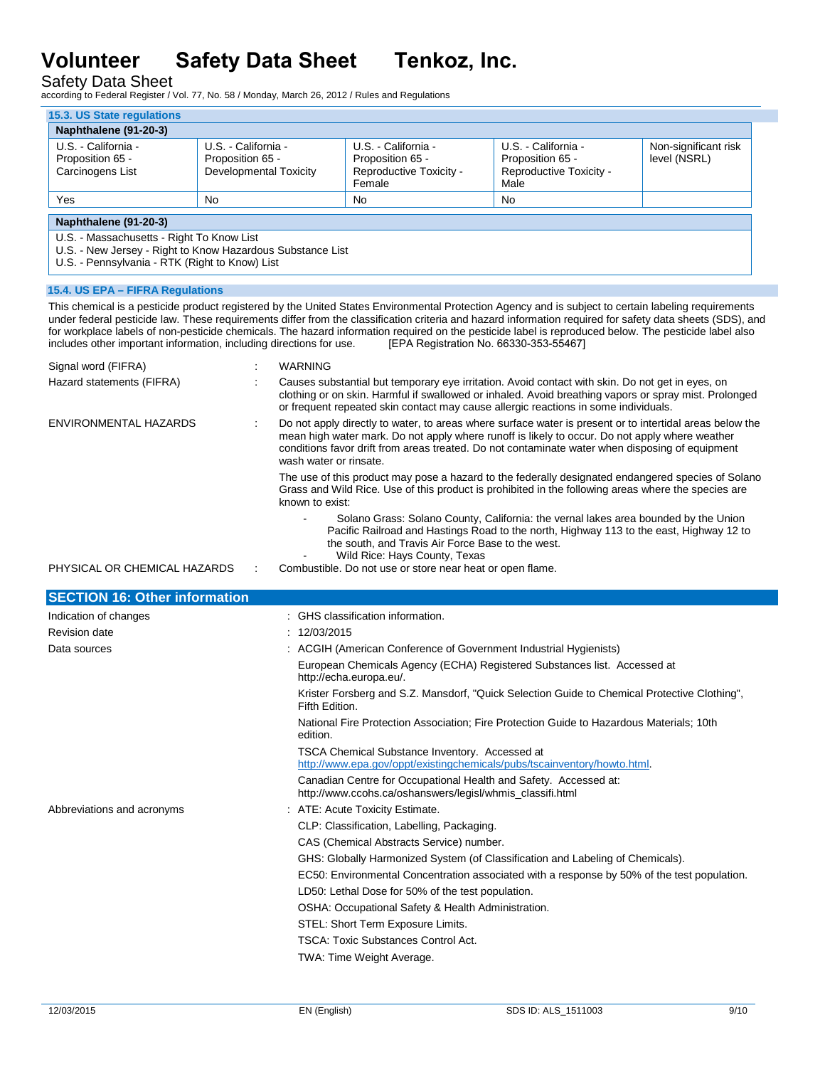### 15.3. US State regulations

| Naphthalene (91-20-3) | | | | |
|---|---|---|---|---|
| U.S. - California - Proposition 65 - Carcinogens List | U.S. - California - Proposition 65 - Developmental Toxicity | U.S. - California - Proposition 65 - Reproductive Toxicity - Female | U.S. - California - Proposition 65 - Reproductive Toxicity - Male | Non-significant risk level (NSRL) |
| Yes | No | No | No | |

**Naphthalene (91-20-3)**

U.S. - Massachusetts - Right To Know List
U.S. - New Jersey - Right to Know Hazardous Substance List
U.S. - Pennsylvania - RTK (Right to Know) List

### 15.4. US EPA – FIFRA Regulations

This chemical is a pesticide product registered by the United States Environmental Protection Agency and is subject to certain labeling requirements under federal pesticide law. These requirements differ from the classification criteria and hazard information required for safety data sheets (SDS), and for workplace labels of non-pesticide chemicals. The hazard information required on the pesticide label is reproduced below. The pesticide label also includes other important information, including directions for use. [EPA Registration No. 66330-353-55467]

Signal word (FIFRA) : WARNING

Hazard statements (FIFRA) : Causes substantial but temporary eye irritation. Avoid contact with skin. Do not get in eyes, on clothing or on skin. Harmful if swallowed or inhaled. Avoid breathing vapors or spray mist. Prolonged or frequent repeated skin contact may cause allergic reactions in some individuals.

ENVIRONMENTAL HAZARDS : Do not apply directly to water, to areas where surface water is present or to intertidal areas below the mean high water mark. Do not apply where runoff is likely to occur. Do not apply where weather conditions favor drift from areas treated. Do not contaminate water when disposing of equipment wash water or rinsate.

The use of this product may pose a hazard to the federally designated endangered species of Solano Grass and Wild Rice. Use of this product is prohibited in the following areas where the species are known to exist:

- Solano Grass: Solano County, California: the vernal lakes area bounded by the Union Pacific Railroad and Hastings Road to the north, Highway 113 to the east, Highway 12 to the south, and Travis Air Force Base to the west.
- Wild Rice: Hays County, Texas

PHYSICAL OR CHEMICAL HAZARDS : Combustible. Do not use or store near heat or open flame.

## SECTION 16: Other information

Indication of changes : GHS classification information.

Revision date : 12/03/2015

Data sources : ACGIH (American Conference of Government Industrial Hygienists)

European Chemicals Agency (ECHA) Registered Substances list. Accessed at http://echa.europa.eu/.

Krister Forsberg and S.Z. Mansdorf, "Quick Selection Guide to Chemical Protective Clothing", Fifth Edition.

National Fire Protection Association; Fire Protection Guide to Hazardous Materials; 10th edition.

TSCA Chemical Substance Inventory. Accessed at http://www.epa.gov/oppt/existingchemicals/pubs/tscainventory/howto.html.

Canadian Centre for Occupational Health and Safety. Accessed at: http://www.ccohs.ca/oshanswers/legisl/whmis_classifi.html

Abbreviations and acronyms : ATE: Acute Toxicity Estimate.

CLP: Classification, Labelling, Packaging.

CAS (Chemical Abstracts Service) number.

GHS: Globally Harmonized System (of Classification and Labeling of Chemicals).

EC50: Environmental Concentration associated with a response by 50% of the test population.

LD50: Lethal Dose for 50% of the test population.

OSHA: Occupational Safety & Health Administration.

STEL: Short Term Exposure Limits.

TSCA: Toxic Substances Control Act.

TWA: Time Weight Average.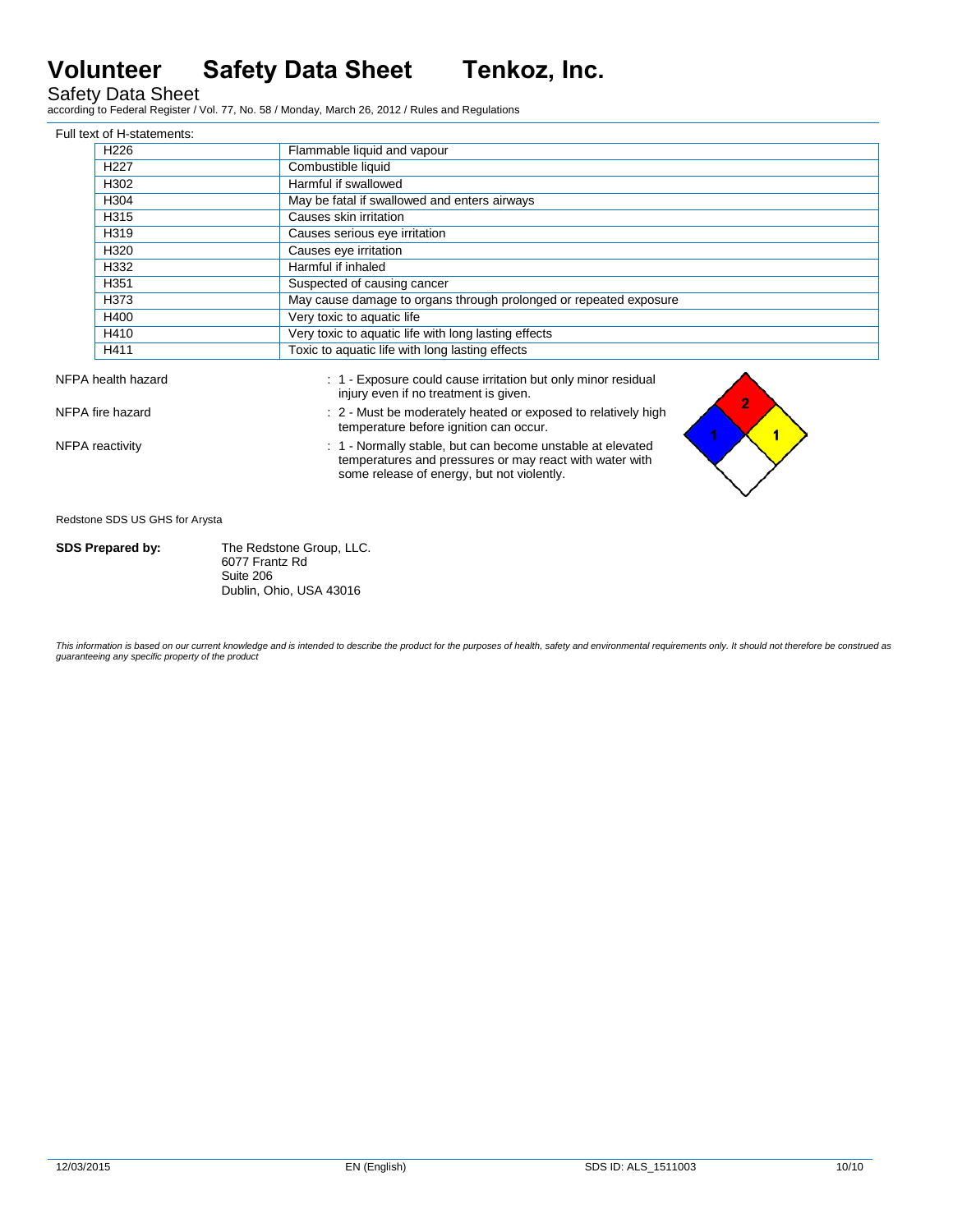Full text of H-statements:

| | |
|---|---|
| H226 | Flammable liquid and vapour |
| H227 | Combustible liquid |
| H302 | Harmful if swallowed |
| H304 | May be fatal if swallowed and enters airways |
| H315 | Causes skin irritation |
| H319 | Causes serious eye irritation |
| H320 | Causes eye irritation |
| H332 | Harmful if inhaled |
| H351 | Suspected of causing cancer |
| H373 | May cause damage to organs through prolonged or repeated exposure |
| H400 | Very toxic to aquatic life |
| H410 | Very toxic to aquatic life with long lasting effects |
| H411 | Toxic to aquatic life with long lasting effects |

NFPA health hazard : 1 - Exposure could cause irritation but only minor residual injury even if no treatment is given.

NFPA fire hazard : 2 - Must be moderately heated or exposed to relatively high temperature before ignition can occur.

NFPA reactivity : 1 - Normally stable, but can become unstable at elevated temperatures and pressures or may react with water with some release of energy, but not violently.

2

1

1

Redstone SDS US GHS for Arysta

**SDS Prepared by:** The Redstone Group, LLC.
6077 Frantz Rd
Suite 206
Dublin, Ohio, USA 43016

*This information is based on our current knowledge and is intended to describe the product for the purposes of health, safety and environmental requirements only. It should not therefore be construed as guaranteeing any specific property of the product*